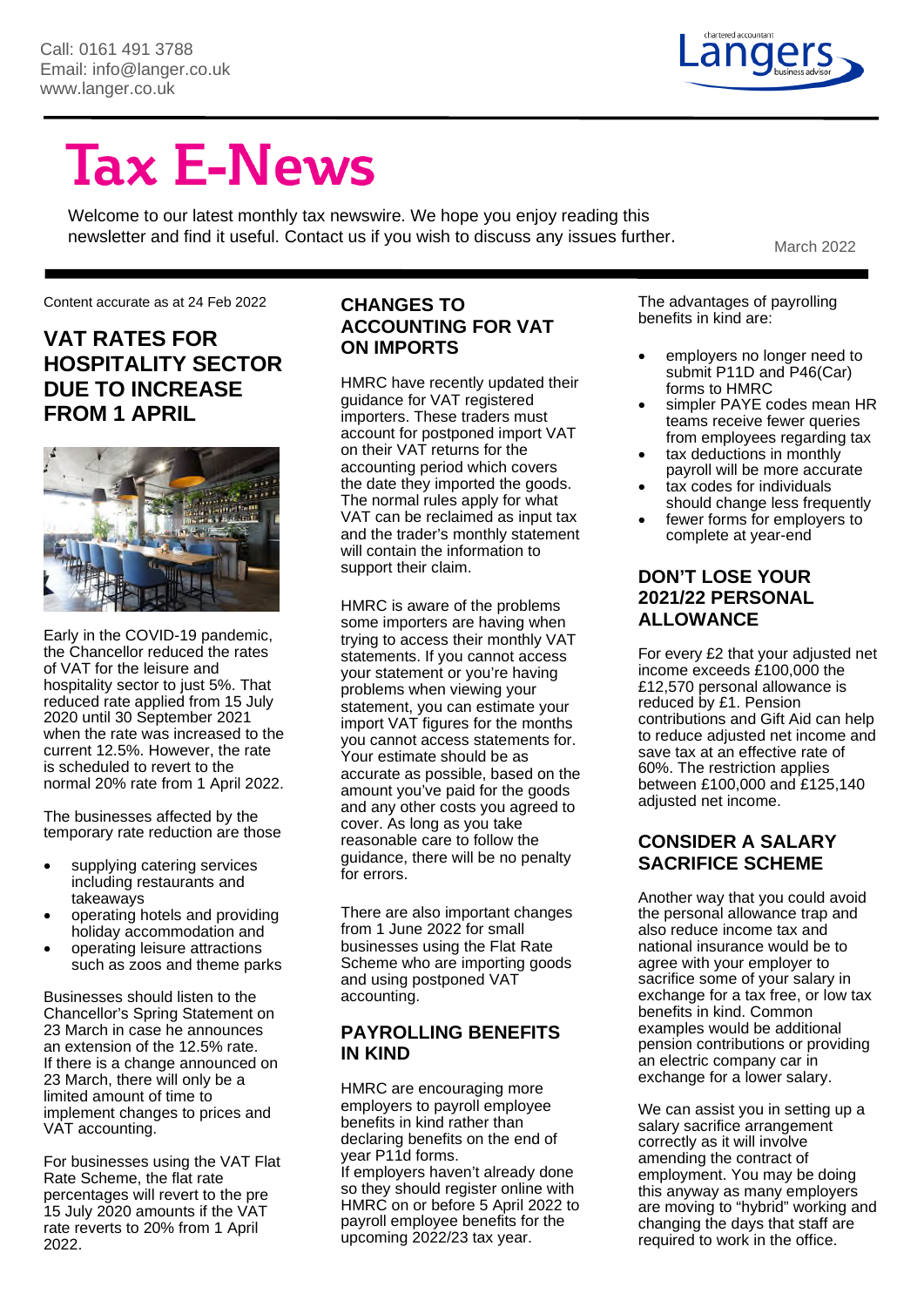Call: 0161 491 3788
Email: info@langer.co.uk
www.langer.co.uk

# Tax E-News

Welcome to our latest monthly tax newswire. We hope you enjoy reading this newsletter and find it useful. Contact us if you wish to discuss any issues further.

March 2022

Content accurate as at 24 Feb 2022

## VAT RATES FOR HOSPITALITY SECTOR DUE TO INCREASE FROM 1 APRIL

Early in the COVID-19 pandemic, the Chancellor reduced the rates of VAT for the leisure and hospitality sector to just 5%. That reduced rate applied from 15 July 2020 until 30 September 2021 when the rate was increased to the current 12.5%. However, the rate is scheduled to revert to the normal 20% rate from 1 April 2022.

The businesses affected by the temporary rate reduction are those

- supplying catering services including restaurants and takeaways
- operating hotels and providing holiday accommodation and
- operating leisure attractions such as zoos and theme parks

Businesses should listen to the Chancellor's Spring Statement on 23 March in case he announces an extension of the 12.5% rate. If there is a change announced on 23 March, there will only be a limited amount of time to implement changes to prices and VAT accounting.

For businesses using the VAT Flat Rate Scheme, the flat rate percentages will revert to the pre 15 July 2020 amounts if the VAT rate reverts to 20% from 1 April 2022.

## CHANGES TO ACCOUNTING FOR VAT ON IMPORTS

HMRC have recently updated their guidance for VAT registered importers. These traders must account for postponed import VAT on their VAT returns for the accounting period which covers the date they imported the goods. The normal rules apply for what VAT can be reclaimed as input tax and the trader's monthly statement will contain the information to support their claim.

HMRC is aware of the problems some importers are having when trying to access their monthly VAT statements. If you cannot access your statement or you're having problems when viewing your statement, you can estimate your import VAT figures for the months you cannot access statements for. Your estimate should be as accurate as possible, based on the amount you've paid for the goods and any other costs you agreed to cover. As long as you take reasonable care to follow the guidance, there will be no penalty for errors.

There are also important changes from 1 June 2022 for small businesses using the Flat Rate Scheme who are importing goods and using postponed VAT accounting.

## PAYROLLING BENEFITS IN KIND

HMRC are encouraging more employers to payroll employee benefits in kind rather than declaring benefits on the end of year P11d forms.
If employers haven't already done so they should register online with HMRC on or before 5 April 2022 to payroll employee benefits for the upcoming 2022/23 tax year.

The advantages of payrolling benefits in kind are:

- employers no longer need to submit P11D and P46(Car) forms to HMRC
- simpler PAYE codes mean HR teams receive fewer queries from employees regarding tax
- tax deductions in monthly payroll will be more accurate
- tax codes for individuals should change less frequently
- fewer forms for employers to complete at year-end

## DON'T LOSE YOUR 2021/22 PERSONAL ALLOWANCE

For every £2 that your adjusted net income exceeds £100,000 the £12,570 personal allowance is reduced by £1. Pension contributions and Gift Aid can help to reduce adjusted net income and save tax at an effective rate of 60%. The restriction applies between £100,000 and £125,140 adjusted net income.

## CONSIDER A SALARY SACRIFICE SCHEME

Another way that you could avoid the personal allowance trap and also reduce income tax and national insurance would be to agree with your employer to sacrifice some of your salary in exchange for a tax free, or low tax benefits in kind. Common examples would be additional pension contributions or providing an electric company car in exchange for a lower salary.

We can assist you in setting up a salary sacrifice arrangement correctly as it will involve amending the contract of employment. You may be doing this anyway as many employers are moving to "hybrid" working and changing the days that staff are required to work in the office.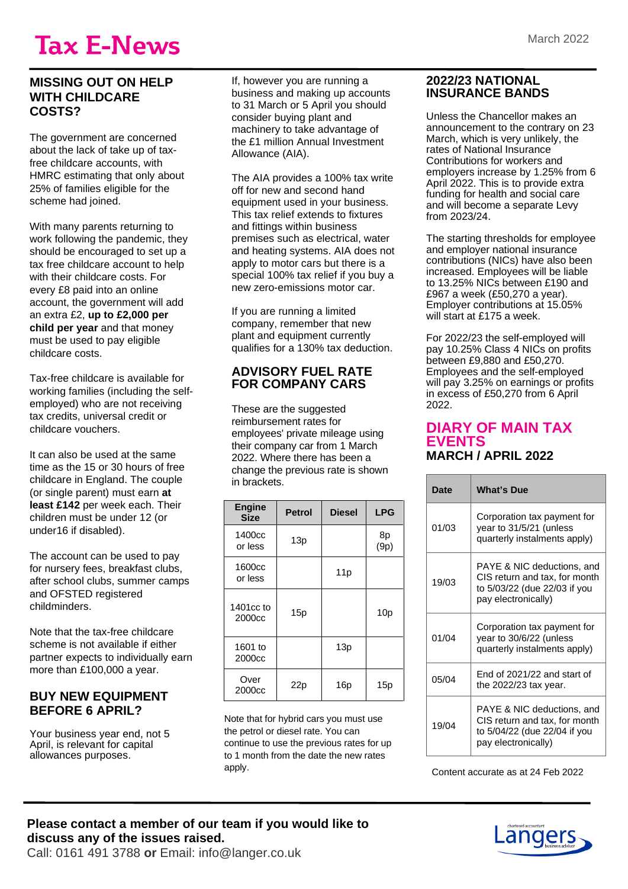# Tax E-News

March 2022

## MISSING OUT ON HELP WITH CHILDCARE COSTS?

The government are concerned about the lack of take up of tax-free childcare accounts, with HMRC estimating that only about 25% of families eligible for the scheme had joined.

With many parents returning to work following the pandemic, they should be encouraged to set up a tax free childcare account to help with their childcare costs. For every £8 paid into an online account, the government will add an extra £2, **up to £2,000 per child per year** and that money must be used to pay eligible childcare costs.

Tax-free childcare is available for working families (including the self-employed) who are not receiving tax credits, universal credit or childcare vouchers.

It can also be used at the same time as the 15 or 30 hours of free childcare in England. The couple (or single parent) must earn **at least £142** per week each. Their children must be under 12 (or under16 if disabled).

The account can be used to pay for nursery fees, breakfast clubs, after school clubs, summer camps and OFSTED registered childminders.

Note that the tax-free childcare scheme is not available if either partner expects to individually earn more than £100,000 a year.

## BUY NEW EQUIPMENT BEFORE 6 APRIL?

Your business year end, not 5 April, is relevant for capital allowances purposes.

If, however you are running a business and making up accounts to 31 March or 5 April you should consider buying plant and machinery to take advantage of the £1 million Annual Investment Allowance (AIA).

The AIA provides a 100% tax write off for new and second hand equipment used in your business. This tax relief extends to fixtures and fittings within business premises such as electrical, water and heating systems. AIA does not apply to motor cars but there is a special 100% tax relief if you buy a new zero-emissions motor car.

If you are running a limited company, remember that new plant and equipment currently qualifies for a 130% tax deduction.

## ADVISORY FUEL RATE FOR COMPANY CARS

These are the suggested reimbursement rates for employees' private mileage using their company car from 1 March 2022. Where there has been a change the previous rate is shown in brackets.

| Engine Size | Petrol | Diesel | LPG |
|---|---|---|---|
| 1400cc or less | 13p | | 8p (9p) |
| 1600cc or less | | 11p | |
| 1401cc to 2000cc | 15p | | 10p |
| 1601 to 2000cc | | 13p | |
| Over 2000cc | 22p | 16p | 15p |

Note that for hybrid cars you must use the petrol or diesel rate. You can continue to use the previous rates for up to 1 month from the date the new rates apply.

## 2022/23 NATIONAL INSURANCE BANDS

Unless the Chancellor makes an announcement to the contrary on 23 March, which is very unlikely, the rates of National Insurance Contributions for workers and employers increase by 1.25% from 6 April 2022. This is to provide extra funding for health and social care and will become a separate Levy from 2023/24.

The starting thresholds for employee and employer national insurance contributions (NICs) have also been increased. Employees will be liable to 13.25% NICs between £190 and £967 a week (£50,270 a year). Employer contributions at 15.05% will start at £175 a week.

For 2022/23 the self-employed will pay 10.25% Class 4 NICs on profits between £9,880 and £50,270. Employees and the self-employed will pay 3.25% on earnings or profits in excess of £50,270 from 6 April 2022.

## DIARY OF MAIN TAX EVENTS
### MARCH / APRIL 2022

| Date | What's Due |
|---|---|
| 01/03 | Corporation tax payment for year to 31/5/21 (unless quarterly instalments apply) |
| 19/03 | PAYE & NIC deductions, and CIS return and tax, for month to 5/03/22 (due 22/03 if you pay electronically) |
| 01/04 | Corporation tax payment for year to 30/6/22 (unless quarterly instalments apply) |
| 05/04 | End of 2021/22 and start of the 2022/23 tax year. |
| 19/04 | PAYE & NIC deductions, and CIS return and tax, for month to 5/04/22 (due 22/04 if you pay electronically) |

Content accurate as at 24 Feb 2022

**Please contact a member of our team if you would like to discuss any of the issues raised.**
Call: 0161 491 3788 **or** Email: info@langer.co.uk